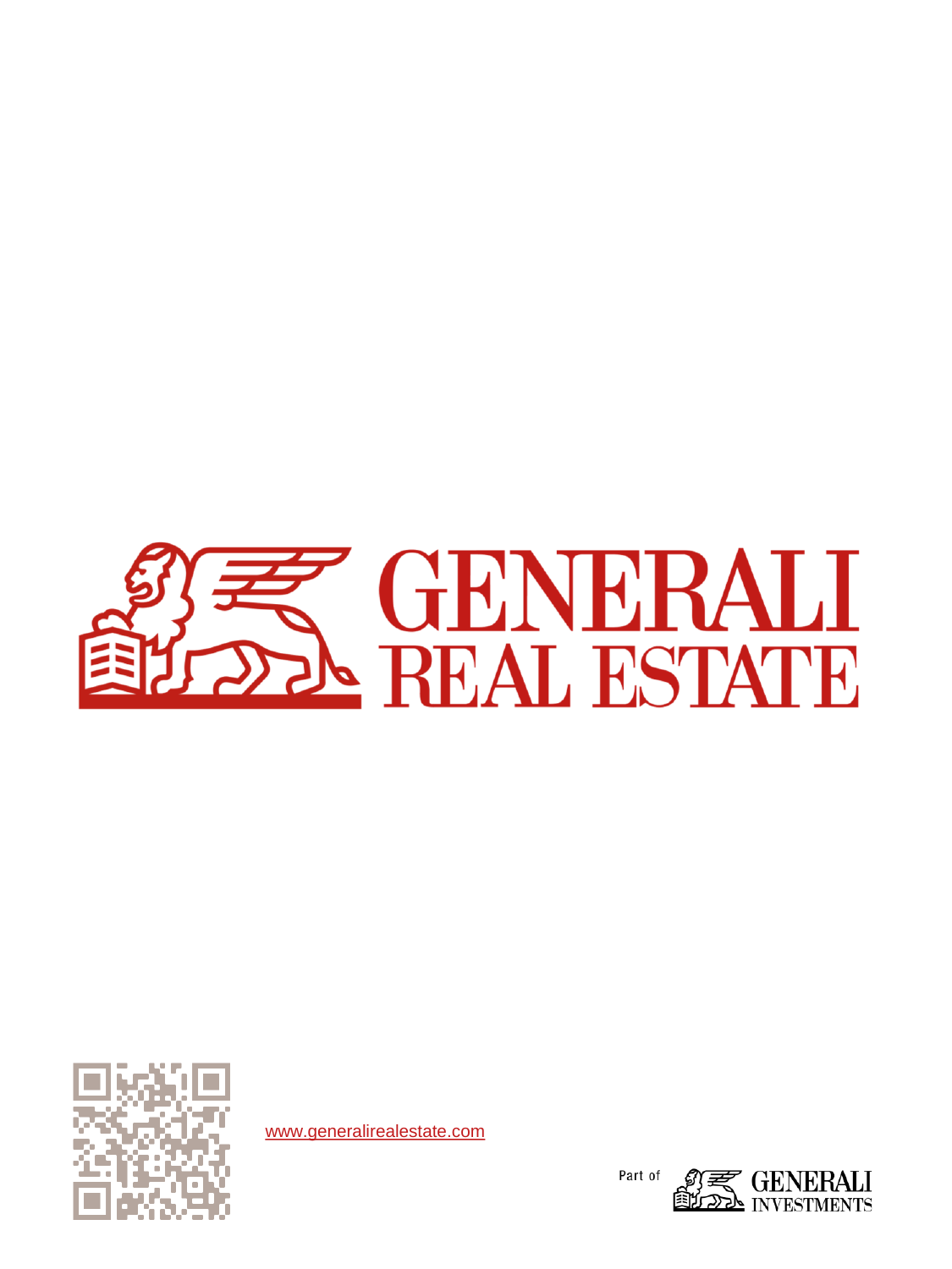# GENERALI REAL ESTATE

www.generalirealestate.com

Part of GENERALI INVESTMENTS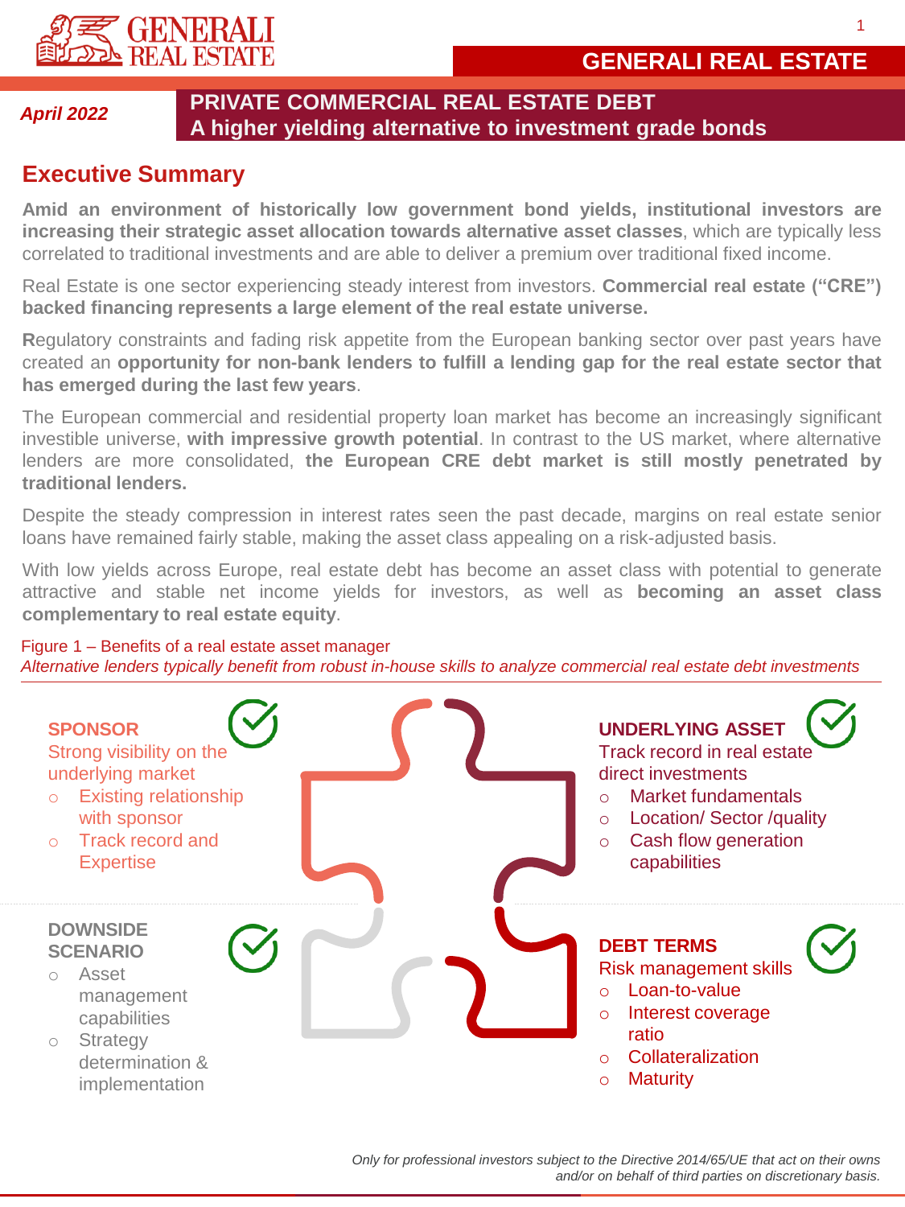April 2022

# PRIVATE COMMERCIAL REAL ESTATE DEBT
## A higher yielding alternative to investment grade bonds

## Executive Summary

**Amid an environment of historically low government bond yields, institutional investors are increasing their strategic asset allocation towards alternative asset classes**, which are typically less correlated to traditional investments and are able to deliver a premium over traditional fixed income.

Real Estate is one sector experiencing steady interest from investors. **Commercial real estate ("CRE") backed financing represents a large element of the real estate universe.**

**R**egulatory constraints and fading risk appetite from the European banking sector over past years have created an **opportunity for non-bank lenders to fulfill a lending gap for the real estate sector that has emerged during the last few years**.

The European commercial and residential property loan market has become an increasingly significant investible universe, **with impressive growth potential**. In contrast to the US market, where alternative lenders are more consolidated, **the European CRE debt market is still mostly penetrated by traditional lenders.**

Despite the steady compression in interest rates seen the past decade, margins on real estate senior loans have remained fairly stable, making the asset class appealing on a risk-adjusted basis.

With low yields across Europe, real estate debt has become an asset class with potential to generate attractive and stable net income yields for investors, as well as **becoming an asset class complementary to real estate equity**.

Figure 1 – Benefits of a real estate asset manager

*Alternative lenders typically benefit from robust in-house skills to analyze commercial real estate debt investments*

**SPONSOR**
Strong visibility on the underlying market
- Existing relationship with sponsor
- Track record and Expertise

**UNDERLYING ASSET**
Track record in real estate direct investments
- Market fundamentals
- Location/ Sector /quality
- Cash flow generation capabilities

**DOWNSIDE SCENARIO**
- Asset management capabilities
- Strategy determination & implementation

**DEBT TERMS**
Risk management skills
- Loan-to-value
- Interest coverage ratio
- Collateralization
- Maturity

*Only for professional investors subject to the Directive 2014/65/UE that act on their owns and/or on behalf of third parties on discretionary basis.*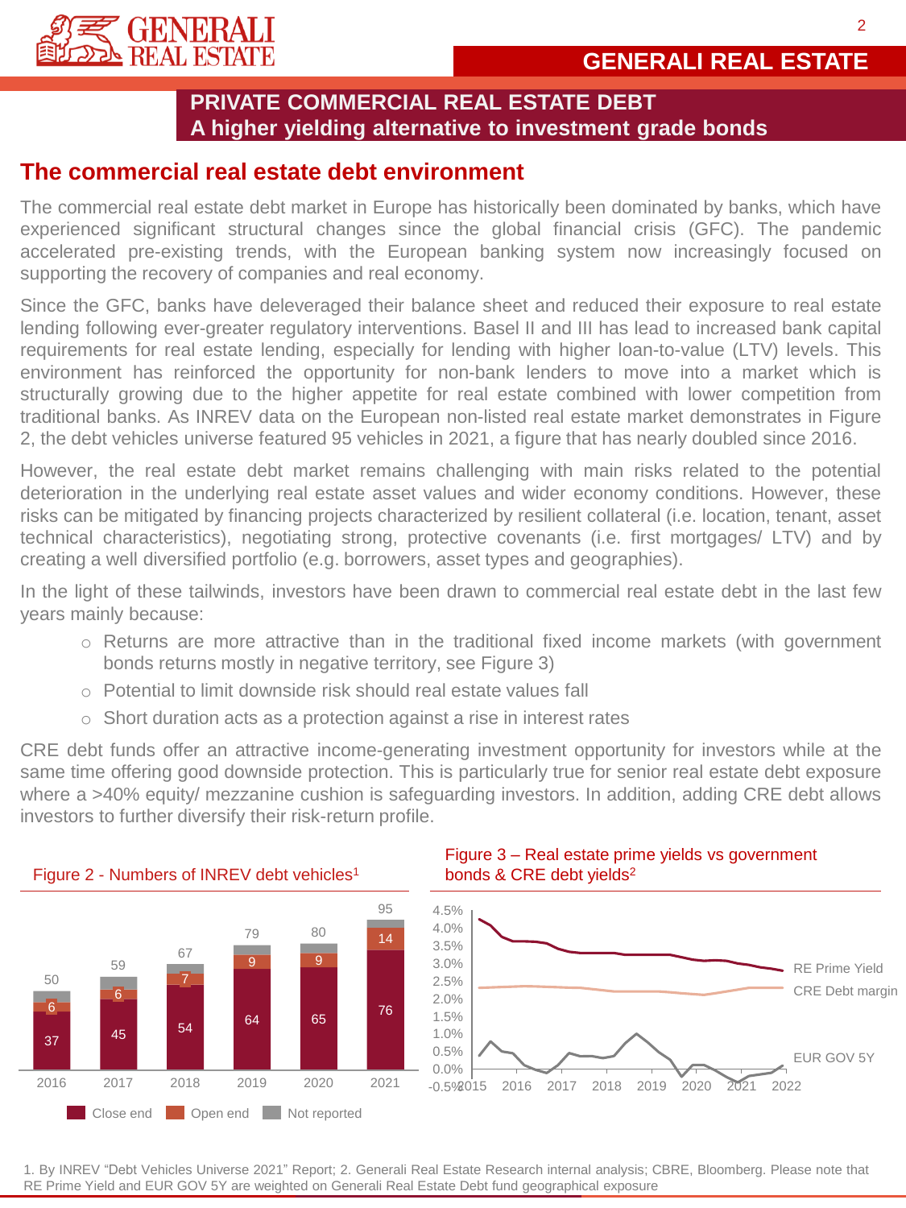## PRIVATE COMMERCIAL REAL ESTATE DEBT
## A higher yielding alternative to investment grade bonds

## The commercial real estate debt environment

The commercial real estate debt market in Europe has historically been dominated by banks, which have experienced significant structural changes since the global financial crisis (GFC). The pandemic accelerated pre-existing trends, with the European banking system now increasingly focused on supporting the recovery of companies and real economy.

Since the GFC, banks have deleveraged their balance sheet and reduced their exposure to real estate lending following ever-greater regulatory interventions. Basel II and III has lead to increased bank capital requirements for real estate lending, especially for lending with higher loan-to-value (LTV) levels. This environment has reinforced the opportunity for non-bank lenders to move into a market which is structurally growing due to the higher appetite for real estate combined with lower competition from traditional banks. As INREV data on the European non-listed real estate market demonstrates in Figure 2, the debt vehicles universe featured 95 vehicles in 2021, a figure that has nearly doubled since 2016.

However, the real estate debt market remains challenging with main risks related to the potential deterioration in the underlying real estate asset values and wider economy conditions. However, these risks can be mitigated by financing projects characterized by resilient collateral (i.e. location, tenant, asset technical characteristics), negotiating strong, protective covenants (i.e. first mortgages/ LTV) and by creating a well diversified portfolio (e.g. borrowers, asset types and geographies).

In the light of these tailwinds, investors have been drawn to commercial real estate debt in the last few years mainly because:

- Returns are more attractive than in the traditional fixed income markets (with government bonds returns mostly in negative territory, see Figure 3)
- Potential to limit downside risk should real estate values fall
- Short duration acts as a protection against a rise in interest rates

CRE debt funds offer an attractive income-generating investment opportunity for investors while at the same time offering good downside protection. This is particularly true for senior real estate debt exposure where a >40% equity/ mezzanine cushion is safeguarding investors. In addition, adding CRE debt allows investors to further diversify their risk-return profile.

Figure 2 - Numbers of INREV debt vehicles[1]

| Year | Close end | Open end | Not reported | Total |
|---|---|---|---|---|
| 2016 | 37 | 6 | | 50 |
| 2017 | 45 | 6 | | 59 |
| 2018 | 54 | 7 | | 67 |
| 2019 | 64 | 9 | | 79 |
| 2020 | 65 | 9 | | 80 |
| 2021 | 76 | 14 | | 95 |

Figure 3 – Real estate prime yields vs government bonds & CRE debt yields[2]

(Line chart, 2015–2022, y-axis -0.5% to 4.5%: RE Prime Yield, CRE Debt margin, EUR GOV 5Y)

1. By INREV "Debt Vehicles Universe 2021" Report; 2. Generali Real Estate Research internal analysis; CBRE, Bloomberg. Please note that RE Prime Yield and EUR GOV 5Y are weighted on Generali Real Estate Debt fund geographical exposure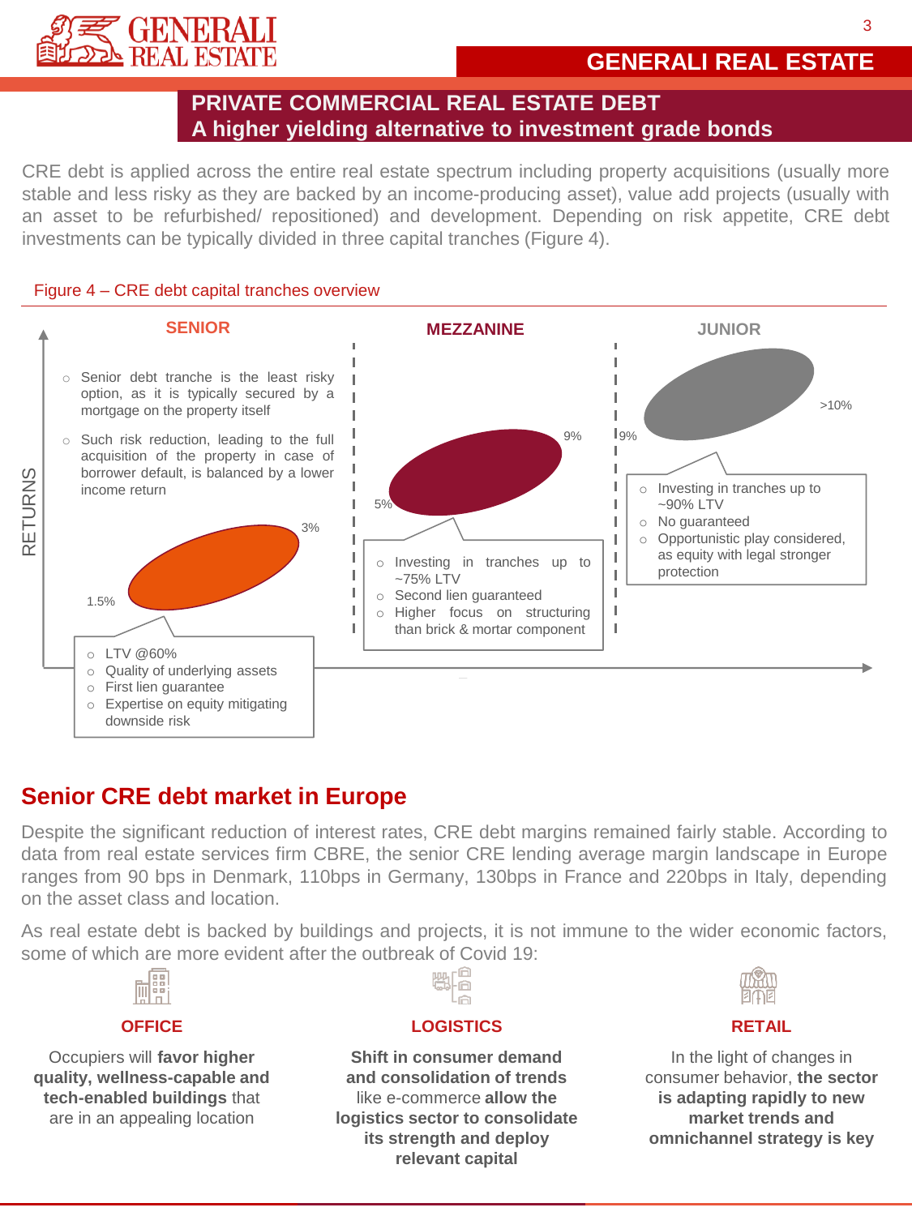## PRIVATE COMMERCIAL REAL ESTATE DEBT
## A higher yielding alternative to investment grade bonds

CRE debt is applied across the entire real estate spectrum including property acquisitions (usually more stable and less risky as they are backed by an income-producing asset), value add projects (usually with an asset to be refurbished/ repositioned) and development. Depending on risk appetite, CRE debt investments can be typically divided in three capital tranches (Figure 4).

Figure 4 – CRE debt capital tranches overview

**SENIOR**

- Senior debt tranche is the least risky option, as it is typically secured by a mortgage on the property itself
- Such risk reduction, leading to the full acquisition of the property in case of borrower default, is balanced by a lower income return

Returns: 1.5% – 3%

- LTV @60%
- Quality of underlying assets
- First lien guarantee
- Expertise on equity mitigating downside risk

**MEZZANINE**

Returns: 5% – 9%

- Investing in tranches up to ~75% LTV
- Second lien guaranteed
- Higher focus on structuring than brick & mortar component

**JUNIOR**

Returns: 9% – >10%

- Investing in tranches up to ~90% LTV
- No guaranteed
- Opportunistic play considered, as equity with legal stronger protection

RETURNS

## Senior CRE debt market in Europe

Despite the significant reduction of interest rates, CRE debt margins remained fairly stable. According to data from real estate services firm CBRE, the senior CRE lending average margin landscape in Europe ranges from 90 bps in Denmark, 110bps in Germany, 130bps in France and 220bps in Italy, depending on the asset class and location.

As real estate debt is backed by buildings and projects, it is not immune to the wider economic factors, some of which are more evident after the outbreak of Covid 19:

**OFFICE**

Occupiers will **favor higher quality, wellness-capable and tech-enabled buildings** that are in an appealing location

**LOGISTICS**

**Shift in consumer demand and consolidation of trends** like e-commerce **allow the logistics sector to consolidate its strength and deploy relevant capital**

**RETAIL**

In the light of changes in consumer behavior, **the sector is adapting rapidly to new market trends and omnichannel strategy is key**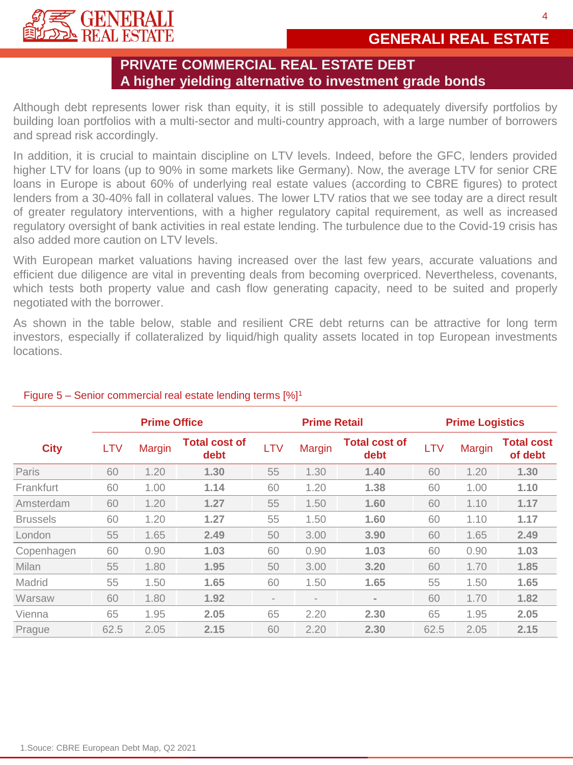## PRIVATE COMMERCIAL REAL ESTATE DEBT
## A higher yielding alternative to investment grade bonds

Although debt represents lower risk than equity, it is still possible to adequately diversify portfolios by building loan portfolios with a multi-sector and multi-country approach, with a large number of borrowers and spread risk accordingly.

In addition, it is crucial to maintain discipline on LTV levels. Indeed, before the GFC, lenders provided higher LTV for loans (up to 90% in some markets like Germany). Now, the average LTV for senior CRE loans in Europe is about 60% of underlying real estate values (according to CBRE figures) to protect lenders from a 30-40% fall in collateral values. The lower LTV ratios that we see today are a direct result of greater regulatory interventions, with a higher regulatory capital requirement, as well as increased regulatory oversight of bank activities in real estate lending. The turbulence due to the Covid-19 crisis has also added more caution on LTV levels.

With European market valuations having increased over the last few years, accurate valuations and efficient due diligence are vital in preventing deals from becoming overpriced. Nevertheless, covenants, which tests both property value and cash flow generating capacity, need to be suited and properly negotiated with the borrower.

As shown in the table below, stable and resilient CRE debt returns can be attractive for long term investors, especially if collateralized by liquid/high quality assets located in top European investments locations.

Figure 5 – Senior commercial real estate lending terms [%][1]

| City | Prime Office | | | Prime Retail | | | Prime Logistics | | |
|---|---|---|---|---|---|---|---|---|---|
| | LTV | Margin | **Total cost of debt** | LTV | Margin | **Total cost of debt** | LTV | Margin | **Total cost of debt** |
| Paris | 60 | 1.20 | **1.30** | 55 | 1.30 | **1.40** | 60 | 1.20 | **1.30** |
| Frankfurt | 60 | 1.00 | **1.14** | 60 | 1.20 | **1.38** | 60 | 1.00 | **1.10** |
| Amsterdam | 60 | 1.20 | **1.27** | 55 | 1.50 | **1.60** | 60 | 1.10 | **1.17** |
| Brussels | 60 | 1.20 | **1.27** | 55 | 1.50 | **1.60** | 60 | 1.10 | **1.17** |
| London | 55 | 1.65 | **2.49** | 50 | 3.00 | **3.90** | 60 | 1.65 | **2.49** |
| Copenhagen | 60 | 0.90 | **1.03** | 60 | 0.90 | **1.03** | 60 | 0.90 | **1.03** |
| Milan | 55 | 1.80 | **1.95** | 50 | 3.00 | **3.20** | 60 | 1.70 | **1.85** |
| Madrid | 55 | 1.50 | **1.65** | 60 | 1.50 | **1.65** | 55 | 1.50 | **1.65** |
| Warsaw | 60 | 1.80 | **1.92** | - | - | **-** | 60 | 1.70 | **1.82** |
| Vienna | 65 | 1.95 | **2.05** | 65 | 2.20 | **2.30** | 65 | 1.95 | **2.05** |
| Prague | 62.5 | 2.05 | **2.15** | 60 | 2.20 | **2.30** | 62.5 | 2.05 | **2.15** |

1.Souce: CBRE European Debt Map, Q2 2021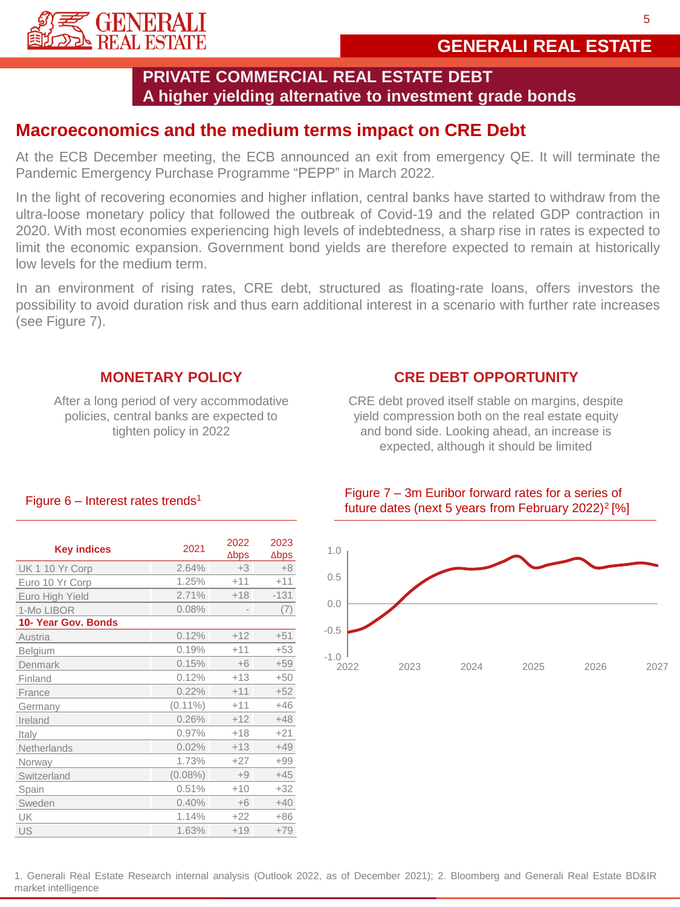## PRIVATE COMMERCIAL REAL ESTATE DEBT
## A higher yielding alternative to investment grade bonds

## Macroeconomics and the medium terms impact on CRE Debt

At the ECB December meeting, the ECB announced an exit from emergency QE. It will terminate the Pandemic Emergency Purchase Programme "PEPP" in March 2022.

In the light of recovering economies and higher inflation, central banks have started to withdraw from the ultra-loose monetary policy that followed the outbreak of Covid-19 and the related GDP contraction in 2020. With most economies experiencing high levels of indebtedness, a sharp rise in rates is expected to limit the economic expansion. Government bond yields are therefore expected to remain at historically low levels for the medium term.

In an environment of rising rates, CRE debt, structured as floating-rate loans, offers investors the possibility to avoid duration risk and thus earn additional interest in a scenario with further rate increases (see Figure 7).

### MONETARY POLICY

After a long period of very accommodative policies, central banks are expected to tighten policy in 2022

### CRE DEBT OPPORTUNITY

CRE debt proved itself stable on margins, despite yield compression both on the real estate equity and bond side. Looking ahead, an increase is expected, although it should be limited

Figure 6 – Interest rates trends[1]

| Key indices | 2021 | 2022 Δbps | 2023 Δbps |
|---|---|---|---|
| UK 1 10 Yr Corp | 2.64% | +3 | +8 |
| Euro 10 Yr Corp | 1.25% | +11 | +11 |
| Euro High Yield | 2.71% | +18 | -131 |
| 1-Mo LIBOR | 0.08% | - | (7) |
| **10- Year Gov. Bonds** | | | |
| Austria | 0.12% | +12 | +51 |
| Belgium | 0.19% | +11 | +53 |
| Denmark | 0.15% | +6 | +59 |
| Finland | 0.12% | +13 | +50 |
| France | 0.22% | +11 | +52 |
| Germany | (0.11%) | +11 | +46 |
| Ireland | 0.26% | +12 | +48 |
| Italy | 0.97% | +18 | +21 |
| Netherlands | 0.02% | +13 | +49 |
| Norway | 1.73% | +27 | +99 |
| Switzerland | (0.08%) | +9 | +45 |
| Spain | 0.51% | +10 | +32 |
| Sweden | 0.40% | +6 | +40 |
| UK | 1.14% | +22 | +86 |
| US | 1.63% | +19 | +79 |

Figure 7 – 3m Euribor forward rates for a series of future dates (next 5 years from February 2022)[2] [%]

1. Generali Real Estate Research internal analysis (Outlook 2022, as of December 2021); 2. Bloomberg and Generali Real Estate BD&IR market intelligence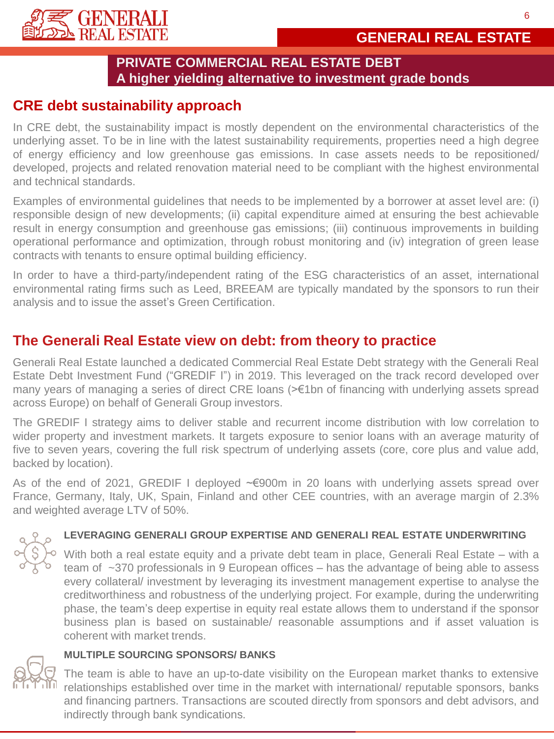## PRIVATE COMMERCIAL REAL ESTATE DEBT
## A higher yielding alternative to investment grade bonds

## CRE debt sustainability approach

In CRE debt, the sustainability impact is mostly dependent on the environmental characteristics of the underlying asset. To be in line with the latest sustainability requirements, properties need a high degree of energy efficiency and low greenhouse gas emissions. In case assets needs to be repositioned/ developed, projects and related renovation material need to be compliant with the highest environmental and technical standards.

Examples of environmental guidelines that needs to be implemented by a borrower at asset level are: (i) responsible design of new developments; (ii) capital expenditure aimed at ensuring the best achievable result in energy consumption and greenhouse gas emissions; (iii) continuous improvements in building operational performance and optimization, through robust monitoring and (iv) integration of green lease contracts with tenants to ensure optimal building efficiency.

In order to have a third-party/independent rating of the ESG characteristics of an asset, international environmental rating firms such as Leed, BREEAM are typically mandated by the sponsors to run their analysis and to issue the asset's Green Certification.

## The Generali Real Estate view on debt: from theory to practice

Generali Real Estate launched a dedicated Commercial Real Estate Debt strategy with the Generali Real Estate Debt Investment Fund ("GREDIF I") in 2019. This leveraged on the track record developed over many years of managing a series of direct CRE loans (>€1bn of financing with underlying assets spread across Europe) on behalf of Generali Group investors.

The GREDIF I strategy aims to deliver stable and recurrent income distribution with low correlation to wider property and investment markets. It targets exposure to senior loans with an average maturity of five to seven years, covering the full risk spectrum of underlying assets (core, core plus and value add, backed by location).

As of the end of 2021, GREDIF I deployed ~€900m in 20 loans with underlying assets spread over France, Germany, Italy, UK, Spain, Finland and other CEE countries, with an average margin of 2.3% and weighted average LTV of 50%.

### LEVERAGING GENERALI GROUP EXPERTISE AND GENERALI REAL ESTATE UNDERWRITING

With both a real estate equity and a private debt team in place, Generali Real Estate – with a team of ~370 professionals in 9 European offices – has the advantage of being able to assess every collateral/ investment by leveraging its investment management expertise to analyse the creditworthiness and robustness of the underlying project. For example, during the underwriting phase, the team's deep expertise in equity real estate allows them to understand if the sponsor business plan is based on sustainable/ reasonable assumptions and if asset valuation is coherent with market trends.

### MULTIPLE SOURCING SPONSORS/ BANKS

The team is able to have an up-to-date visibility on the European market thanks to extensive relationships established over time in the market with international/ reputable sponsors, banks and financing partners. Transactions are scouted directly from sponsors and debt advisors, and indirectly through bank syndications.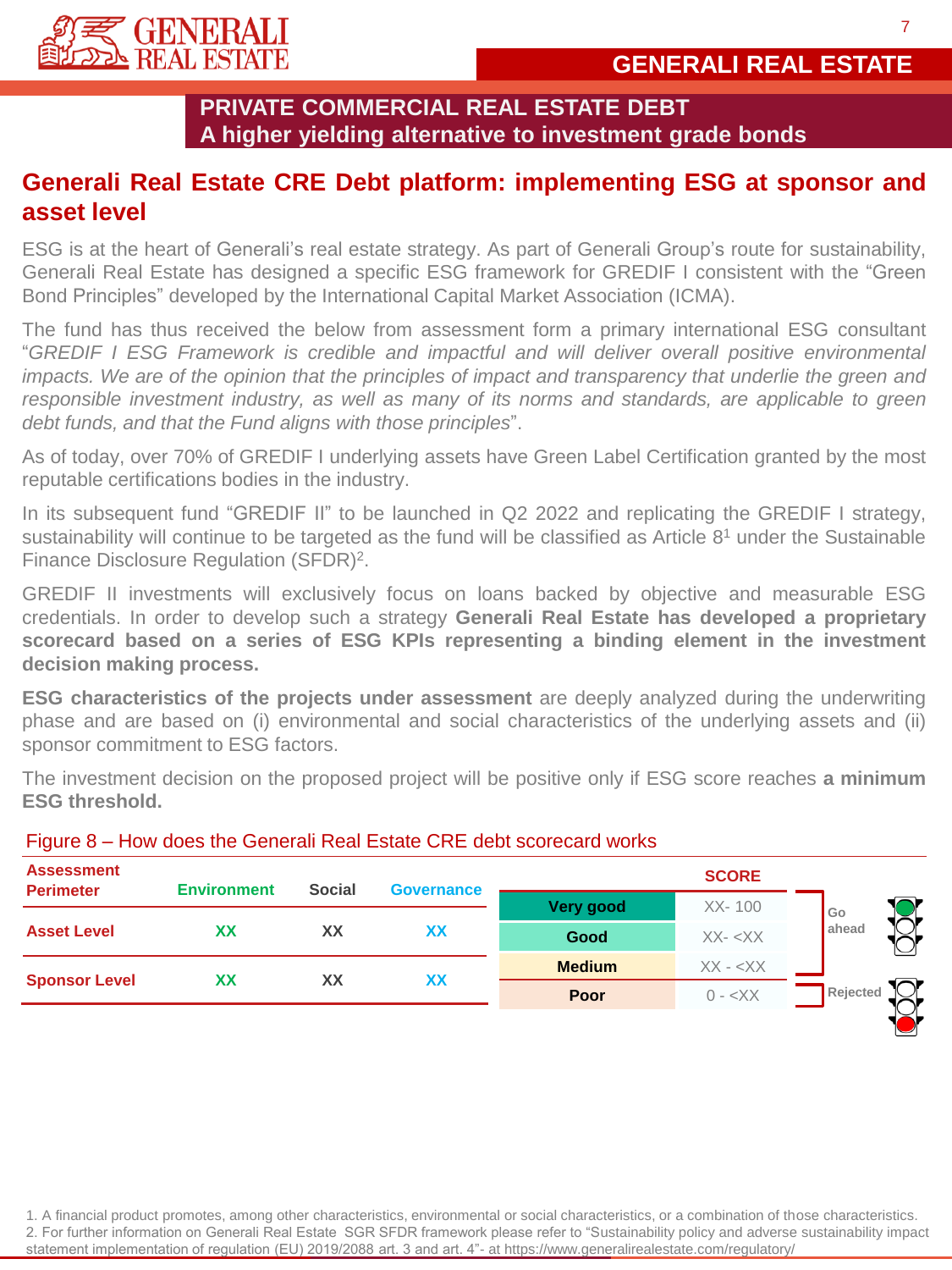## PRIVATE COMMERCIAL REAL ESTATE DEBT
## A higher yielding alternative to investment grade bonds

# Generali Real Estate CRE Debt platform: implementing ESG at sponsor and asset level

ESG is at the heart of Generali's real estate strategy. As part of Generali Group's route for sustainability, Generali Real Estate has designed a specific ESG framework for GREDIF I consistent with the "Green Bond Principles" developed by the International Capital Market Association (ICMA).

The fund has thus received the below from assessment form a primary international ESG consultant "*GREDIF I ESG Framework is credible and impactful and will deliver overall positive environmental impacts. We are of the opinion that the principles of impact and transparency that underlie the green and responsible investment industry, as well as many of its norms and standards, are applicable to green debt funds, and that the Fund aligns with those principles*".

As of today, over 70% of GREDIF I underlying assets have Green Label Certification granted by the most reputable certifications bodies in the industry.

In its subsequent fund "GREDIF II" to be launched in Q2 2022 and replicating the GREDIF I strategy, sustainability will continue to be targeted as the fund will be classified as Article 8[1] under the Sustainable Finance Disclosure Regulation (SFDR)[2].

GREDIF II investments will exclusively focus on loans backed by objective and measurable ESG credentials. In order to develop such a strategy **Generali Real Estate has developed a proprietary scorecard based on a series of ESG KPIs representing a binding element in the investment decision making process.**

**ESG characteristics of the projects under assessment** are deeply analyzed during the underwriting phase and are based on (i) environmental and social characteristics of the underlying assets and (ii) sponsor commitment to ESG factors.

The investment decision on the proposed project will be positive only if ESG score reaches **a minimum ESG threshold.**

Figure 8 – How does the Generali Real Estate CRE debt scorecard works

| Assessment Perimeter | Environment | Social | Governance |
|---|---|---|---|
| Asset Level | XX | XX | XX |
| Sponsor Level | XX | XX | XX |

| | SCORE | |
|---|---|---|
| Very good | XX- 100 | Go ahead |
| Good | XX- <XX | Go ahead |
| Medium | XX - <XX | Go ahead |
| Poor | 0 - <XX | Rejected |

1. A financial product promotes, among other characteristics, environmental or social characteristics, or a combination of those characteristics.
2. For further information on Generali Real Estate SGR SFDR framework please refer to "Sustainability policy and adverse sustainability impact statement implementation of regulation (EU) 2019/2088 art. 3 and art. 4"- at https://www.generalirealestate.com/regulatory/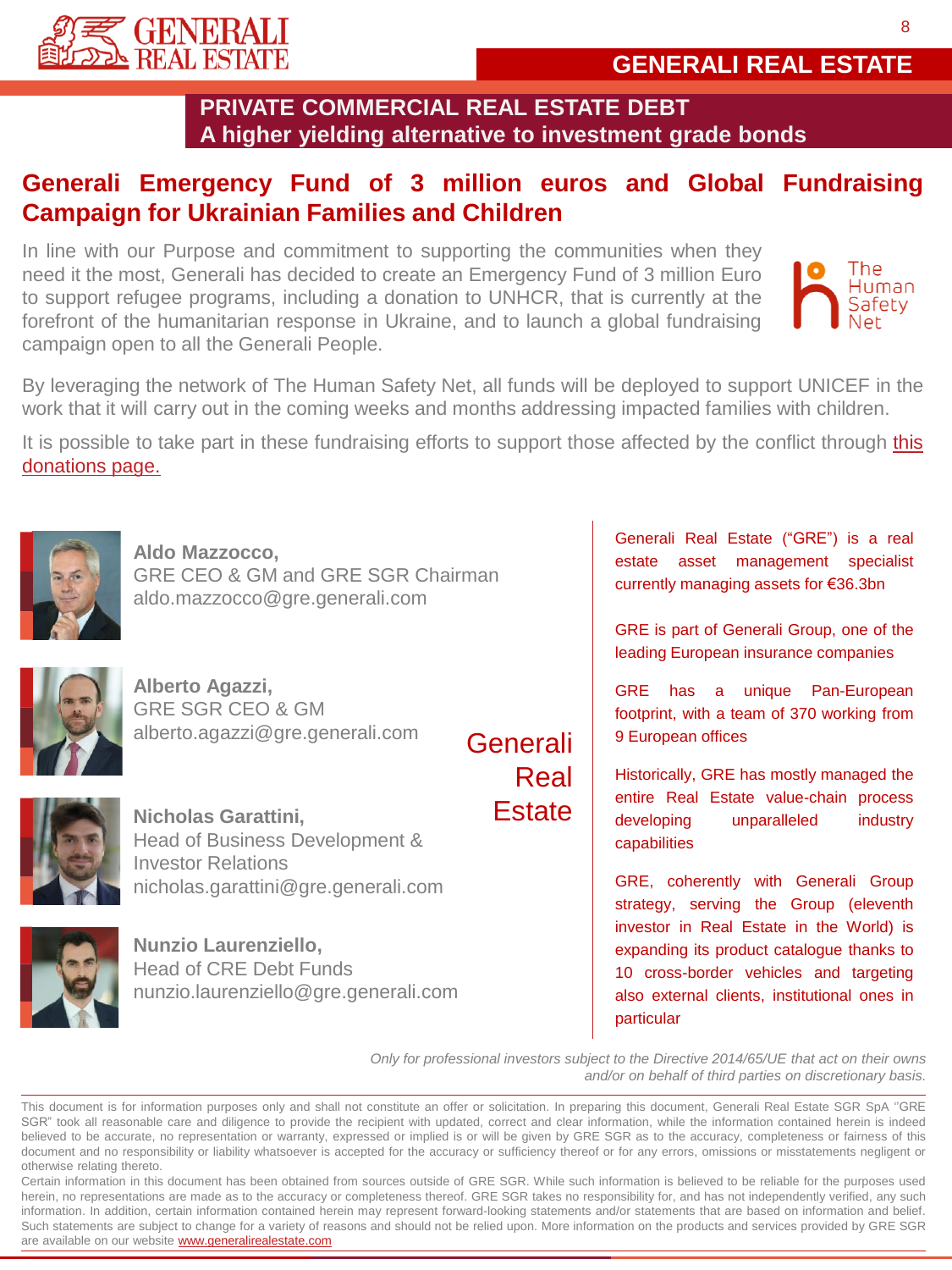## PRIVATE COMMERCIAL REAL ESTATE DEBT
## A higher yielding alternative to investment grade bonds

# Generali Emergency Fund of 3 million euros and Global Fundraising Campaign for Ukrainian Families and Children

In line with our Purpose and commitment to supporting the communities when they need it the most, Generali has decided to create an Emergency Fund of 3 million Euro to support refugee programs, including a donation to UNHCR, that is currently at the forefront of the humanitarian response in Ukraine, and to launch a global fundraising campaign open to all the Generali People.

The Human Safety Net

By leveraging the network of The Human Safety Net, all funds will be deployed to support UNICEF in the work that it will carry out in the coming weeks and months addressing impacted families with children.

It is possible to take part in these fundraising efforts to support those affected by the conflict through this donations page.

**Aldo Mazzocco,**
GRE CEO & GM and GRE SGR Chairman
aldo.mazzocco@gre.generali.com

**Alberto Agazzi,**
GRE SGR CEO & GM
alberto.agazzi@gre.generali.com

**Nicholas Garattini,**
Head of Business Development & Investor Relations
nicholas.garattini@gre.generali.com

**Nunzio Laurenziello,**
Head of CRE Debt Funds
nunzio.laurenziello@gre.generali.com

Generali Real Estate

Generali Real Estate ("GRE") is a real estate asset management specialist currently managing assets for €36.3bn

GRE is part of Generali Group, one of the leading European insurance companies

GRE has a unique Pan-European footprint, with a team of 370 working from 9 European offices

Historically, GRE has mostly managed the entire Real Estate value-chain process developing unparalleled industry capabilities

GRE, coherently with Generali Group strategy, serving the Group (eleventh investor in Real Estate in the World) is expanding its product catalogue thanks to 10 cross-border vehicles and targeting also external clients, institutional ones in particular

*Only for professional investors subject to the Directive 2014/65/UE that act on their owns and/or on behalf of third parties on discretionary basis.*

This document is for information purposes only and shall not constitute an offer or solicitation. In preparing this document, Generali Real Estate SGR SpA ''GRE SGR" took all reasonable care and diligence to provide the recipient with updated, correct and clear information, while the information contained herein is indeed believed to be accurate, no representation or warranty, expressed or implied is or will be given by GRE SGR as to the accuracy, completeness or fairness of this document and no responsibility or liability whatsoever is accepted for the accuracy or sufficiency thereof or for any errors, omissions or misstatements negligent or otherwise relating thereto.

Certain information in this document has been obtained from sources outside of GRE SGR. While such information is believed to be reliable for the purposes used herein, no representations are made as to the accuracy or completeness thereof. GRE SGR takes no responsibility for, and has not independently verified, any such information. In addition, certain information contained herein may represent forward-looking statements and/or statements that are based on information and belief. Such statements are subject to change for a variety of reasons and should not be relied upon. More information on the products and services provided by GRE SGR are available on our website www.generalirealestate.com